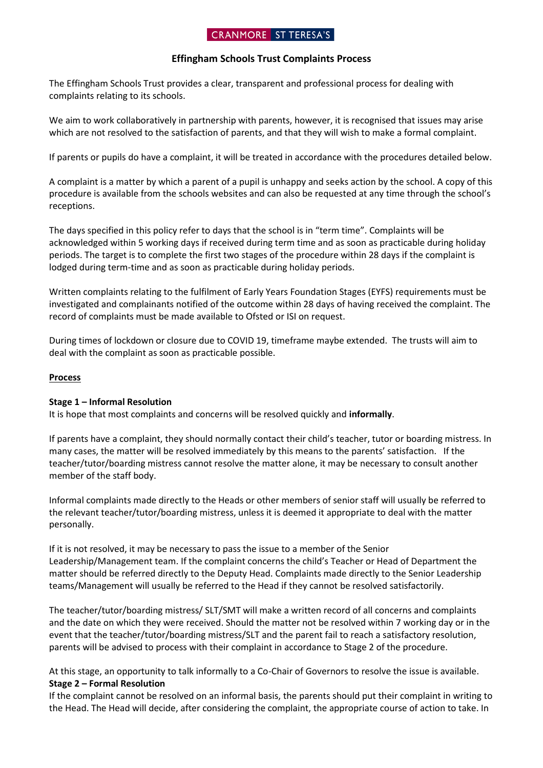CRANMORE ST TERESA'S

## Effingham Schools Trust Complaints Process

The Effingham Schools Trust provides a clear, transparent and professional process for dealing with complaints relating to its schools.

We aim to work collaboratively in partnership with parents, however, it is recognised that issues may arise which are not resolved to the satisfaction of parents, and that they will wish to make a formal complaint.

If parents or pupils do have a complaint, it will be treated in accordance with the procedures detailed below.

A complaint is a matter by which a parent of a pupil is unhappy and seeks action by the school. A copy of this procedure is available from the schools websites and can also be requested at any time through the school's receptions.

The days specified in this policy refer to days that the school is in "term time". Complaints will be acknowledged within 5 working days if received during term time and as soon as practicable during holiday periods. The target is to complete the first two stages of the procedure within 28 days if the complaint is lodged during term-time and as soon as practicable during holiday periods.

Written complaints relating to the fulfilment of Early Years Foundation Stages (EYFS) requirements must be investigated and complainants notified of the outcome within 28 days of having received the complaint. The record of complaints must be made available to Ofsted or ISI on request.

During times of lockdown or closure due to COVID 19, timeframe maybe extended. The trusts will aim to deal with the complaint as soon as practicable possible.

### Process

**Stage 1 – Informal Resolution**

It is hope that most complaints and concerns will be resolved quickly and **informally**.

If parents have a complaint, they should normally contact their child's teacher, tutor or boarding mistress. In many cases, the matter will be resolved immediately by this means to the parents' satisfaction. If the teacher/tutor/boarding mistress cannot resolve the matter alone, it may be necessary to consult another member of the staff body.

Informal complaints made directly to the Heads or other members of senior staff will usually be referred to the relevant teacher/tutor/boarding mistress, unless it is deemed it appropriate to deal with the matter personally.

If it is not resolved, it may be necessary to pass the issue to a member of the Senior Leadership/Management team. If the complaint concerns the child's Teacher or Head of Department the matter should be referred directly to the Deputy Head. Complaints made directly to the Senior Leadership teams/Management will usually be referred to the Head if they cannot be resolved satisfactorily.

The teacher/tutor/boarding mistress/ SLT/SMT will make a written record of all concerns and complaints and the date on which they were received. Should the matter not be resolved within 7 working day or in the event that the teacher/tutor/boarding mistress/SLT and the parent fail to reach a satisfactory resolution, parents will be advised to process with their complaint in accordance to Stage 2 of the procedure.

At this stage, an opportunity to talk informally to a Co-Chair of Governors to resolve the issue is available.

**Stage 2 – Formal Resolution**

If the complaint cannot be resolved on an informal basis, the parents should put their complaint in writing to the Head. The Head will decide, after considering the complaint, the appropriate course of action to take. In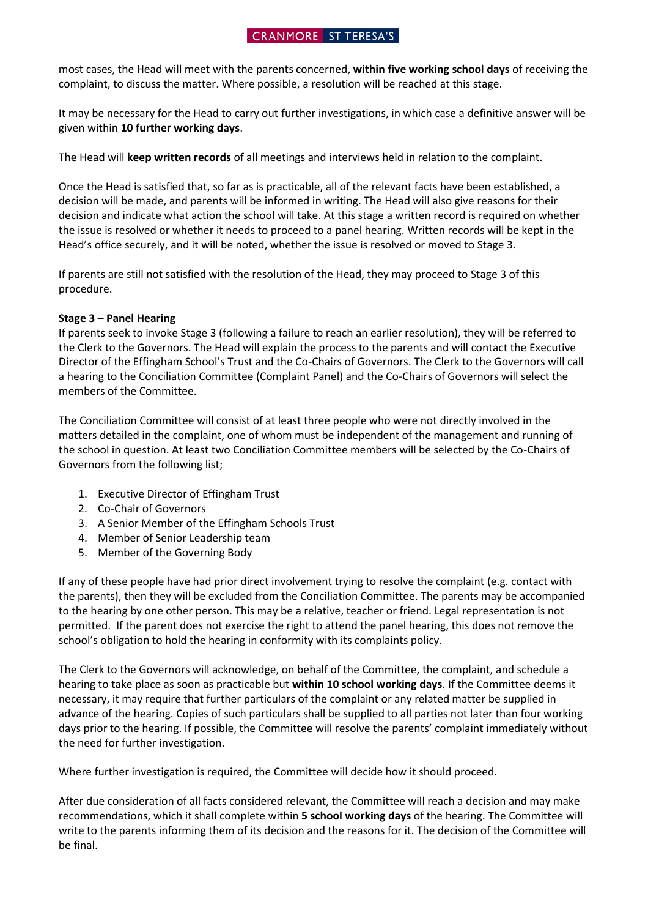most cases, the Head will meet with the parents concerned, **within five working school days** of receiving the complaint, to discuss the matter. Where possible, a resolution will be reached at this stage.

It may be necessary for the Head to carry out further investigations, in which case a definitive answer will be given within **10 further working days**.

The Head will **keep written records** of all meetings and interviews held in relation to the complaint.

Once the Head is satisfied that, so far as is practicable, all of the relevant facts have been established, a decision will be made, and parents will be informed in writing. The Head will also give reasons for their decision and indicate what action the school will take. At this stage a written record is required on whether the issue is resolved or whether it needs to proceed to a panel hearing. Written records will be kept in the Head's office securely, and it will be noted, whether the issue is resolved or moved to Stage 3.

If parents are still not satisfied with the resolution of the Head, they may proceed to Stage 3 of this procedure.

**Stage 3 – Panel Hearing**

If parents seek to invoke Stage 3 (following a failure to reach an earlier resolution), they will be referred to the Clerk to the Governors. The Head will explain the process to the parents and will contact the Executive Director of the Effingham School's Trust and the Co-Chairs of Governors. The Clerk to the Governors will call a hearing to the Conciliation Committee (Complaint Panel) and the Co-Chairs of Governors will select the members of the Committee.

The Conciliation Committee will consist of at least three people who were not directly involved in the matters detailed in the complaint, one of whom must be independent of the management and running of the school in question. At least two Conciliation Committee members will be selected by the Co-Chairs of Governors from the following list;

1. Executive Director of Effingham Trust
2. Co-Chair of Governors
3. A Senior Member of the Effingham Schools Trust
4. Member of Senior Leadership team
5. Member of the Governing Body

If any of these people have had prior direct involvement trying to resolve the complaint (e.g. contact with the parents), then they will be excluded from the Conciliation Committee. The parents may be accompanied to the hearing by one other person. This may be a relative, teacher or friend. Legal representation is not permitted. If the parent does not exercise the right to attend the panel hearing, this does not remove the school's obligation to hold the hearing in conformity with its complaints policy.

The Clerk to the Governors will acknowledge, on behalf of the Committee, the complaint, and schedule a hearing to take place as soon as practicable but **within 10 school working days**. If the Committee deems it necessary, it may require that further particulars of the complaint or any related matter be supplied in advance of the hearing. Copies of such particulars shall be supplied to all parties not later than four working days prior to the hearing. If possible, the Committee will resolve the parents' complaint immediately without the need for further investigation.

Where further investigation is required, the Committee will decide how it should proceed.

After due consideration of all facts considered relevant, the Committee will reach a decision and may make recommendations, which it shall complete within **5 school working days** of the hearing. The Committee will write to the parents informing them of its decision and the reasons for it. The decision of the Committee will be final.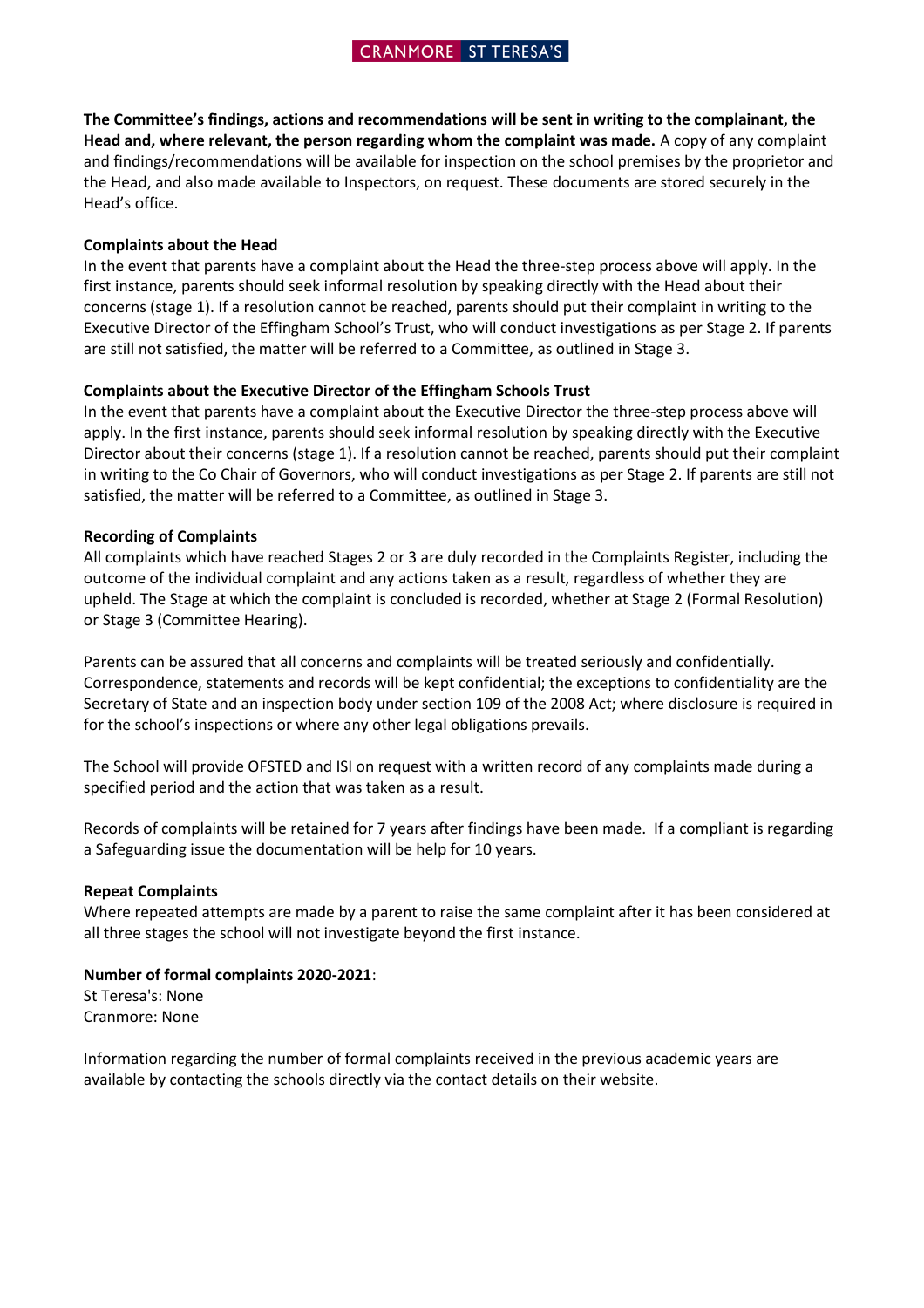**The Committee's findings, actions and recommendations will be sent in writing to the complainant, the Head and, where relevant, the person regarding whom the complaint was made.** A copy of any complaint and findings/recommendations will be available for inspection on the school premises by the proprietor and the Head, and also made available to Inspectors, on request. These documents are stored securely in the Head's office.

**Complaints about the Head**

In the event that parents have a complaint about the Head the three-step process above will apply. In the first instance, parents should seek informal resolution by speaking directly with the Head about their concerns (stage 1). If a resolution cannot be reached, parents should put their complaint in writing to the Executive Director of the Effingham School's Trust, who will conduct investigations as per Stage 2. If parents are still not satisfied, the matter will be referred to a Committee, as outlined in Stage 3.

**Complaints about the Executive Director of the Effingham Schools Trust**

In the event that parents have a complaint about the Executive Director the three-step process above will apply. In the first instance, parents should seek informal resolution by speaking directly with the Executive Director about their concerns (stage 1). If a resolution cannot be reached, parents should put their complaint in writing to the Co Chair of Governors, who will conduct investigations as per Stage 2. If parents are still not satisfied, the matter will be referred to a Committee, as outlined in Stage 3.

**Recording of Complaints**

All complaints which have reached Stages 2 or 3 are duly recorded in the Complaints Register, including the outcome of the individual complaint and any actions taken as a result, regardless of whether they are upheld. The Stage at which the complaint is concluded is recorded, whether at Stage 2 (Formal Resolution) or Stage 3 (Committee Hearing).

Parents can be assured that all concerns and complaints will be treated seriously and confidentially. Correspondence, statements and records will be kept confidential; the exceptions to confidentiality are the Secretary of State and an inspection body under section 109 of the 2008 Act; where disclosure is required in for the school's inspections or where any other legal obligations prevails.

The School will provide OFSTED and ISI on request with a written record of any complaints made during a specified period and the action that was taken as a result.

Records of complaints will be retained for 7 years after findings have been made. If a compliant is regarding a Safeguarding issue the documentation will be help for 10 years.

**Repeat Complaints**

Where repeated attempts are made by a parent to raise the same complaint after it has been considered at all three stages the school will not investigate beyond the first instance.

**Number of formal complaints 2020-2021**:

St Teresa's: None
Cranmore: None

Information regarding the number of formal complaints received in the previous academic years are available by contacting the schools directly via the contact details on their website.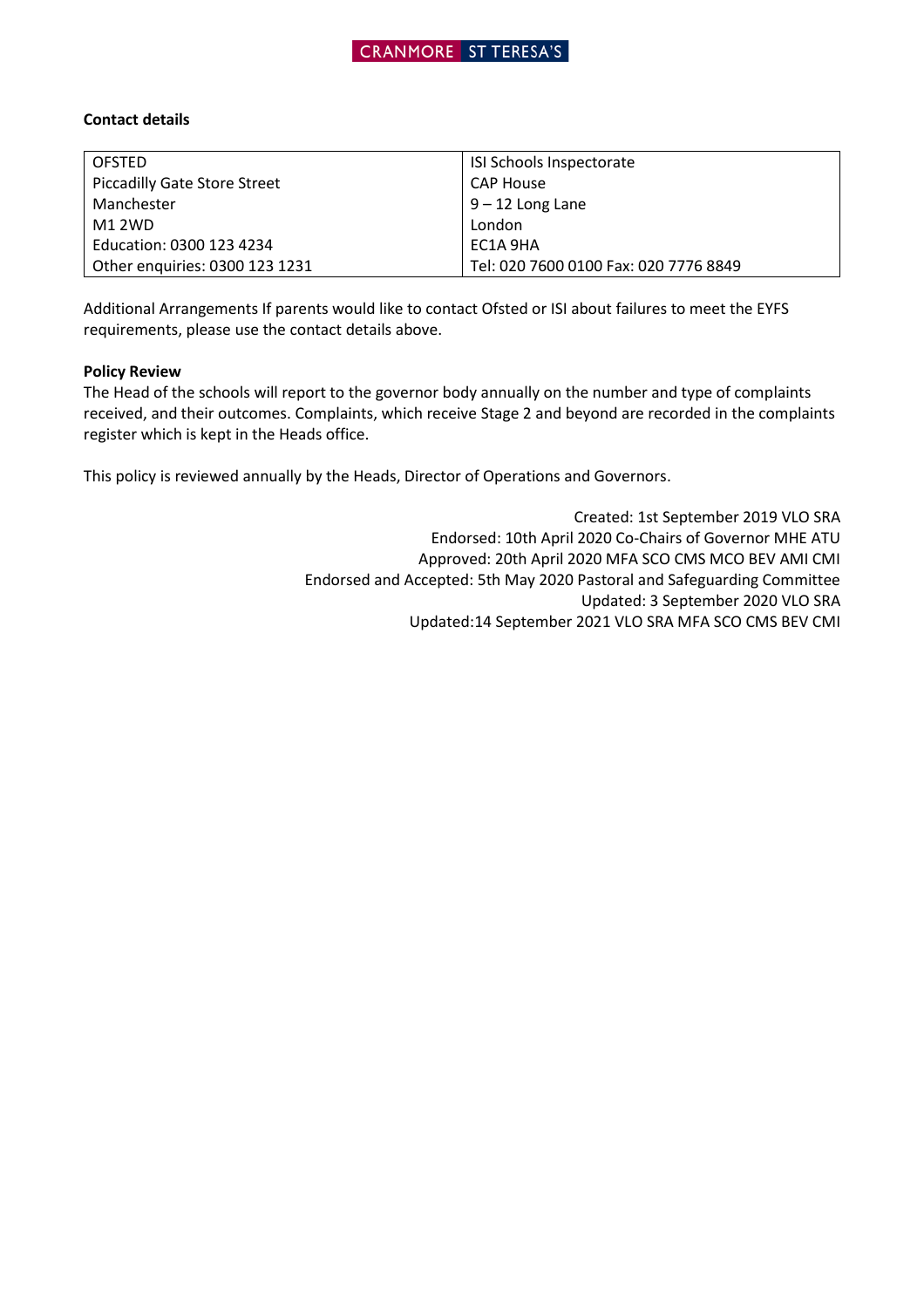**Contact details**

| OFSTED | ISI Schools Inspectorate |
| --- | --- |
| Piccadilly Gate Store Street | CAP House |
| Manchester | 9 – 12 Long Lane |
| M1 2WD | London |
| Education: 0300 123 4234 | EC1A 9HA |
| Other enquiries: 0300 123 1231 | Tel: 020 7600 0100 Fax: 020 7776 8849 |

Additional Arrangements If parents would like to contact Ofsted or ISI about failures to meet the EYFS requirements, please use the contact details above.

**Policy Review**

The Head of the schools will report to the governor body annually on the number and type of complaints received, and their outcomes. Complaints, which receive Stage 2 and beyond are recorded in the complaints register which is kept in the Heads office.

This policy is reviewed annually by the Heads, Director of Operations and Governors.

Created: 1st September 2019 VLO SRA
Endorsed: 10th April 2020 Co-Chairs of Governor MHE ATU
Approved: 20th April 2020 MFA SCO CMS MCO BEV AMI CMI
Endorsed and Accepted: 5th May 2020 Pastoral and Safeguarding Committee
Updated: 3 September 2020 VLO SRA
Updated:14 September 2021 VLO SRA MFA SCO CMS BEV CMI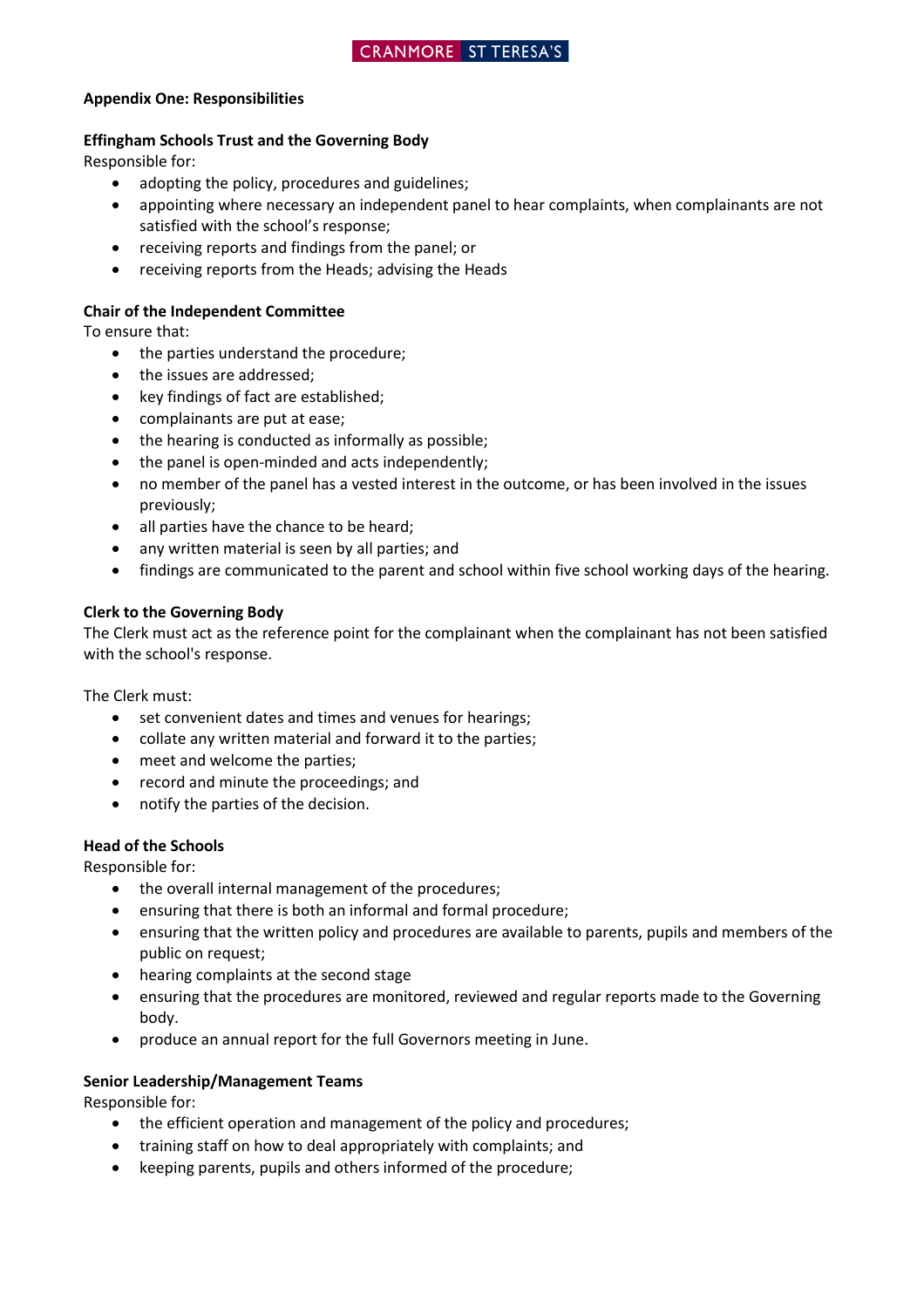**Appendix One: Responsibilities**

**Effingham Schools Trust and the Governing Body**

Responsible for:

- adopting the policy, procedures and guidelines;
- appointing where necessary an independent panel to hear complaints, when complainants are not satisfied with the school's response;
- receiving reports and findings from the panel; or
- receiving reports from the Heads; advising the Heads

**Chair of the Independent Committee**

To ensure that:

- the parties understand the procedure;
- the issues are addressed;
- key findings of fact are established;
- complainants are put at ease;
- the hearing is conducted as informally as possible;
- the panel is open-minded and acts independently;
- no member of the panel has a vested interest in the outcome, or has been involved in the issues previously;
- all parties have the chance to be heard;
- any written material is seen by all parties; and
- findings are communicated to the parent and school within five school working days of the hearing.

**Clerk to the Governing Body**

The Clerk must act as the reference point for the complainant when the complainant has not been satisfied with the school's response.

The Clerk must:

- set convenient dates and times and venues for hearings;
- collate any written material and forward it to the parties;
- meet and welcome the parties;
- record and minute the proceedings; and
- notify the parties of the decision.

**Head of the Schools**

Responsible for:

- the overall internal management of the procedures;
- ensuring that there is both an informal and formal procedure;
- ensuring that the written policy and procedures are available to parents, pupils and members of the public on request;
- hearing complaints at the second stage
- ensuring that the procedures are monitored, reviewed and regular reports made to the Governing body.
- produce an annual report for the full Governors meeting in June.

**Senior Leadership/Management Teams**

Responsible for:

- the efficient operation and management of the policy and procedures;
- training staff on how to deal appropriately with complaints; and
- keeping parents, pupils and others informed of the procedure;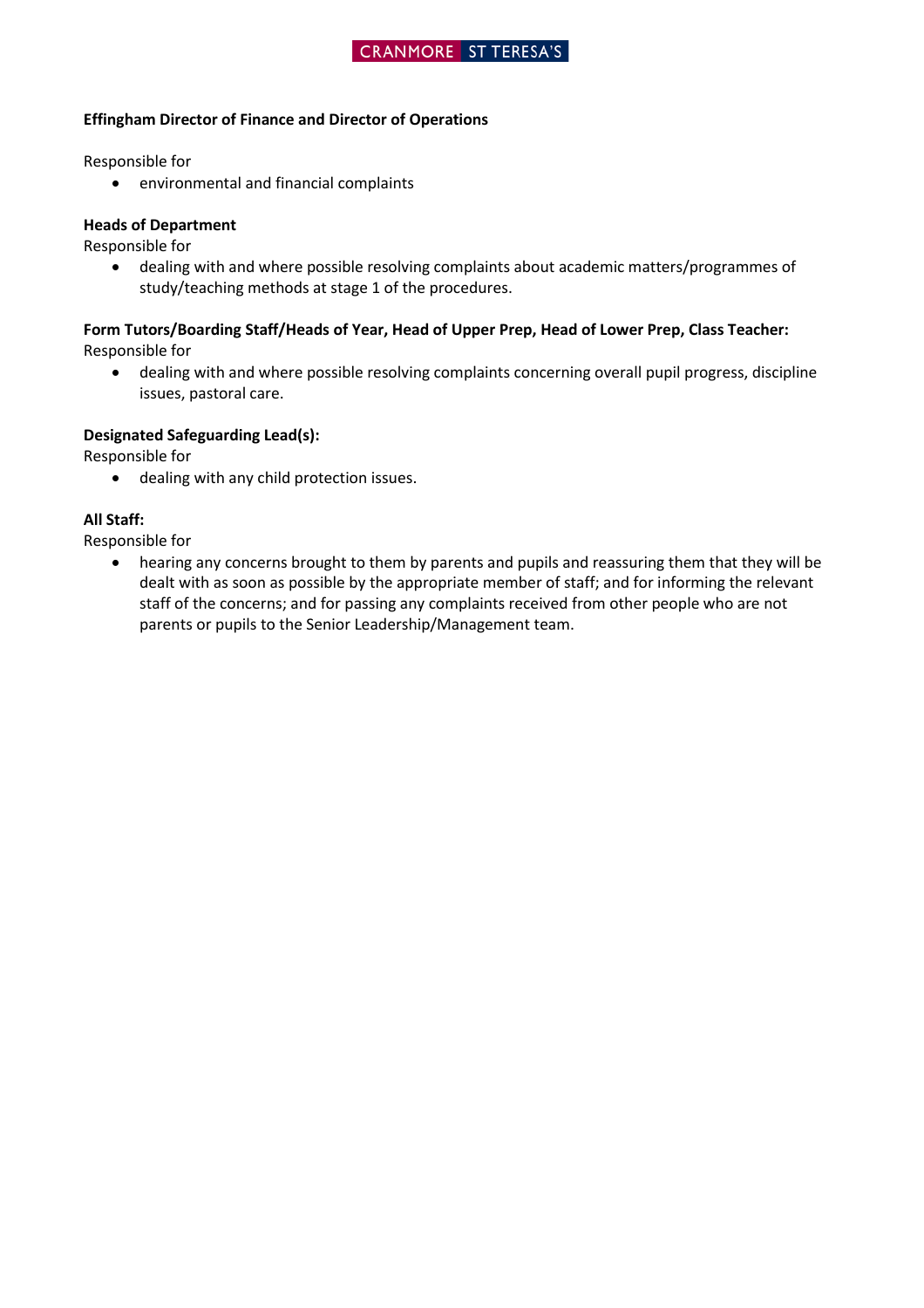**Effingham Director of Finance and Director of Operations**

Responsible for

- environmental and financial complaints

**Heads of Department**

Responsible for

- dealing with and where possible resolving complaints about academic matters/programmes of study/teaching methods at stage 1 of the procedures.

**Form Tutors/Boarding Staff/Heads of Year, Head of Upper Prep, Head of Lower Prep, Class Teacher:**

Responsible for

- dealing with and where possible resolving complaints concerning overall pupil progress, discipline issues, pastoral care.

**Designated Safeguarding Lead(s):**

Responsible for

- dealing with any child protection issues.

**All Staff:**

Responsible for

- hearing any concerns brought to them by parents and pupils and reassuring them that they will be dealt with as soon as possible by the appropriate member of staff; and for informing the relevant staff of the concerns; and for passing any complaints received from other people who are not parents or pupils to the Senior Leadership/Management team.